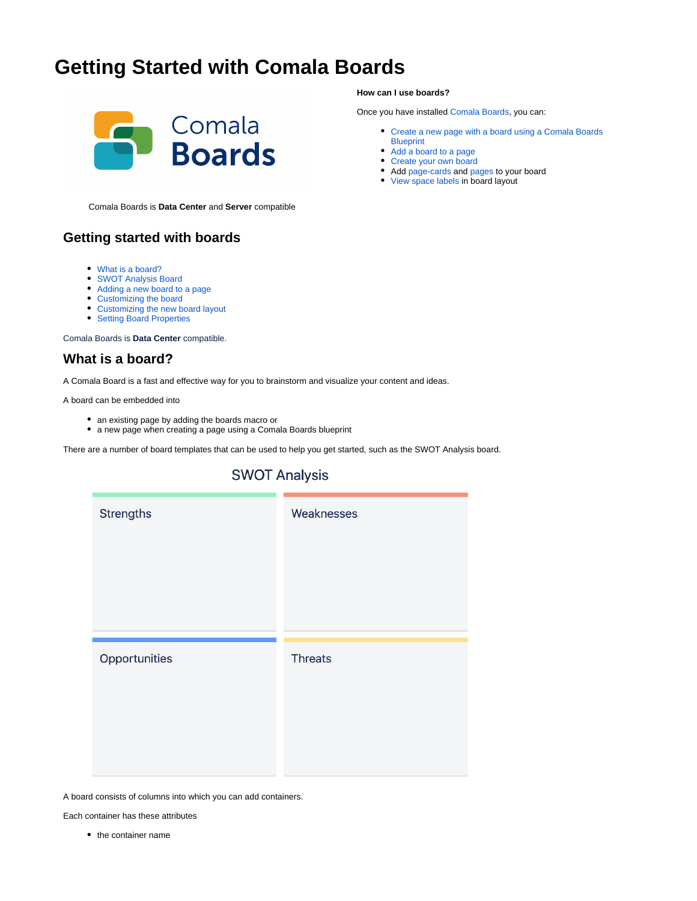# Getting Started with Comala Boards

Comala Boards is **Data Center** and **Server** compatible

**How can I use boards?**

Once you have installed Comala Boards, you can:

- Create a new page with a board using a Comala Boards Blueprint
- Add a board to a page
- Create your own board
- Add page-cards and pages to your board
- View space labels in board layout

## Getting started with boards

- What is a board?
- SWOT Analysis Board
- Adding a new board to a page
- Customizing the board
- Customizing the new board layout
- Setting Board Properties

Comala Boards is **Data Center** compatible.

## What is a board?

A Comala Board is a fast and effective way for you to brainstorm and visualize your content and ideas.

A board can be embedded into

- an existing page by adding the boards macro or
- a new page when creating a page using a Comala Boards blueprint

There are a number of board templates that can be used to help you get started, such as the SWOT Analysis board.

SWOT Analysis

Strengths

Weaknesses

Opportunities

Threats

A board consists of columns into which you can add containers.

Each container has these attributes

- the container name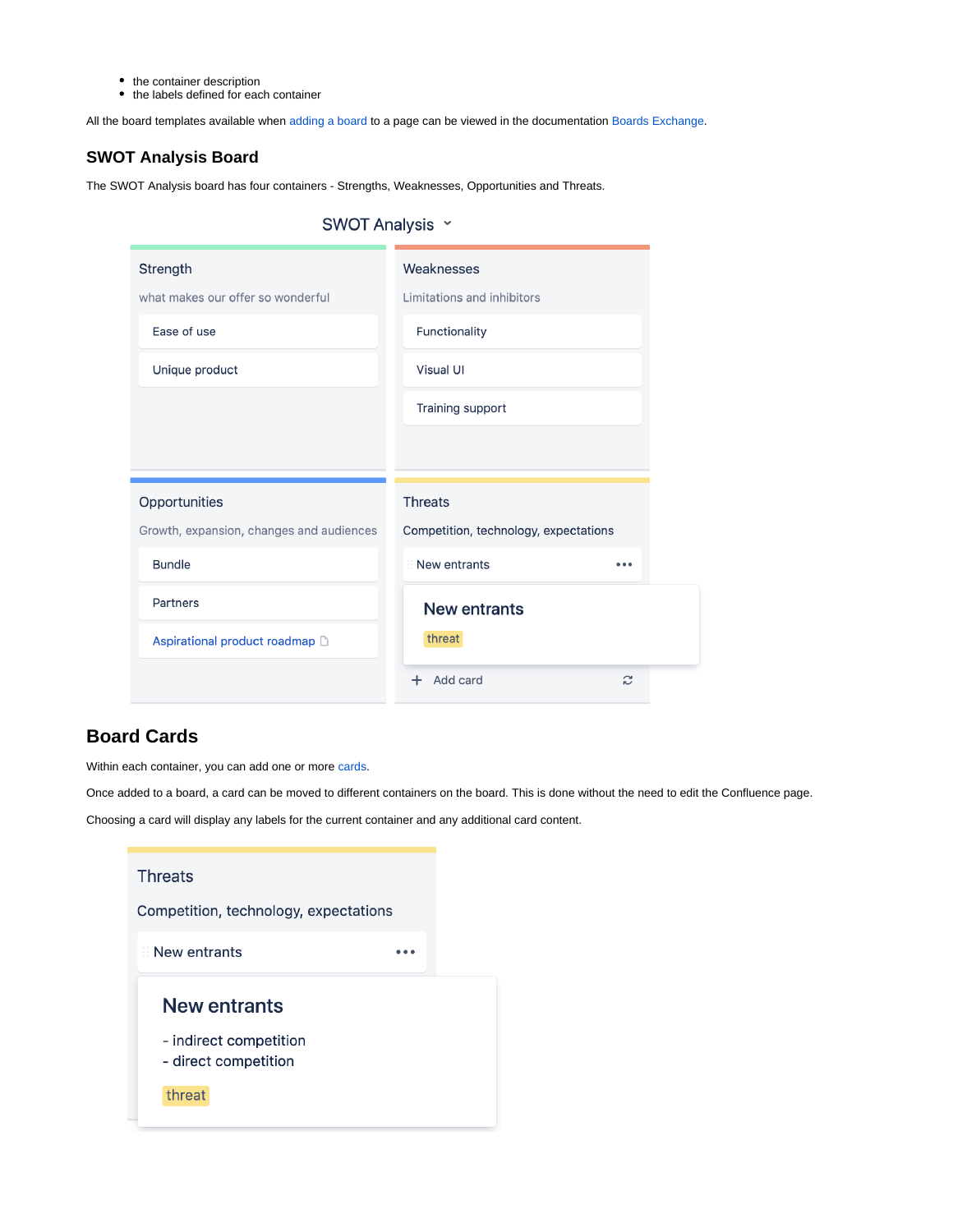- the container description
- the labels defined for each container

All the board templates available when adding a board to a page can be viewed in the documentation Boards Exchange.

## SWOT Analysis Board

The SWOT Analysis board has four containers - Strengths, Weaknesses, Opportunities and Threats.

## Board Cards

Within each container, you can add one or more cards.

Once added to a board, a card can be moved to different containers on the board. This is done without the need to edit the Confluence page.

Choosing a card will display any labels for the current container and any additional card content.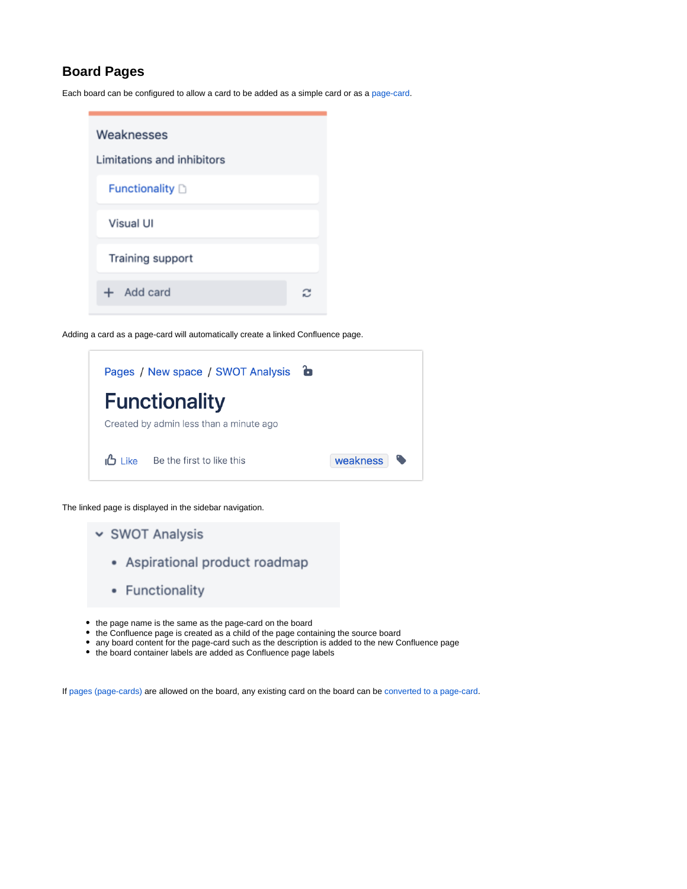## Board Pages

Each board can be configured to allow a card to be added as a simple card or as a page-card.

Adding a card as a page-card will automatically create a linked Confluence page.

The linked page is displayed in the sidebar navigation.

- the page name is the same as the page-card on the board
- the Confluence page is created as a child of the page containing the source board
- any board content for the page-card such as the description is added to the new Confluence page
- the board container labels are added as Confluence page labels

If pages (page-cards) are allowed on the board, any existing card on the board can be converted to a page-card.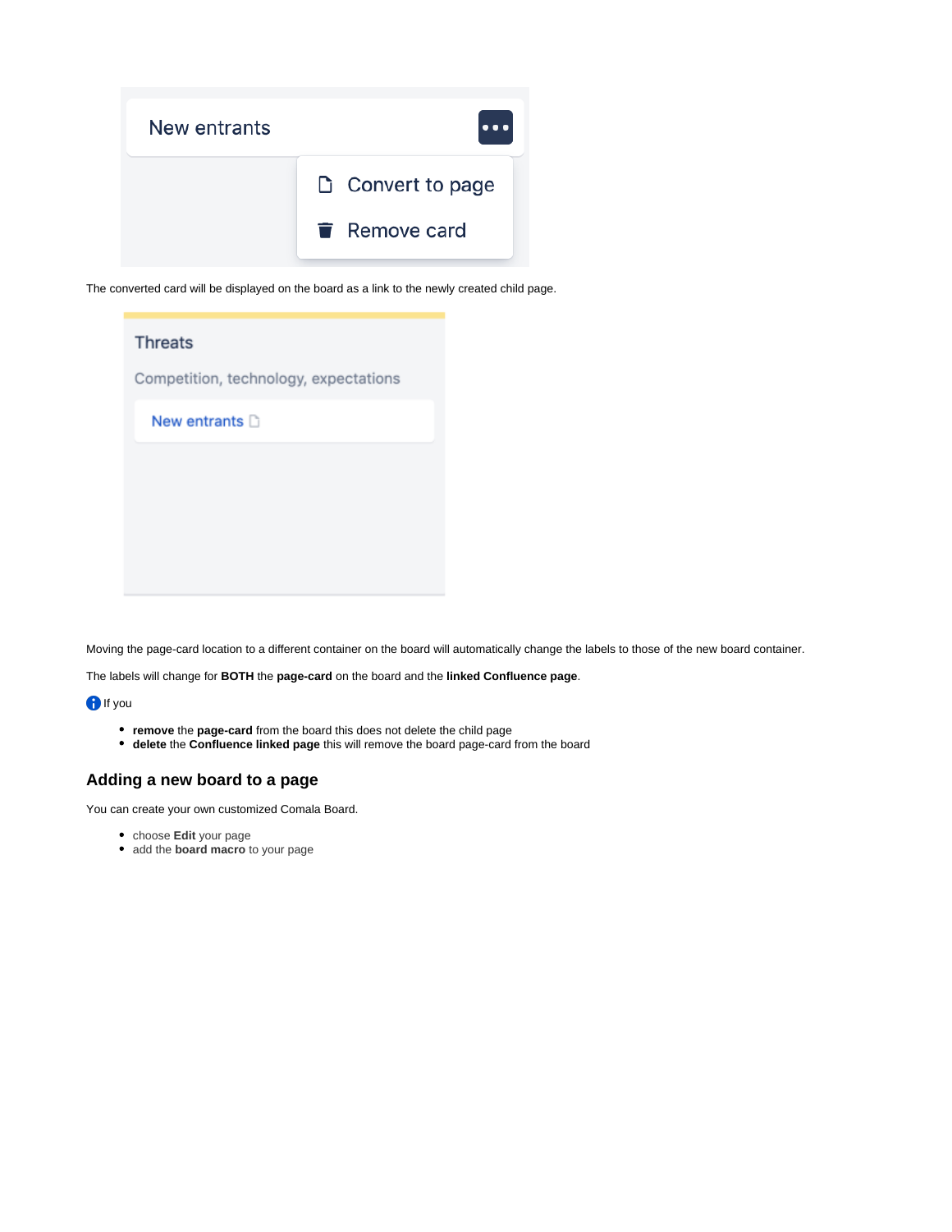The converted card will be displayed on the board as a link to the newly created child page.

Moving the page-card location to a different container on the board will automatically change the labels to those of the new board container.

The labels will change for **BOTH** the **page-card** on the board and the **linked Confluence page**.

If you

- **remove** the **page-card** from the board this does not delete the child page
- **delete** the **Confluence linked page** this will remove the board page-card from the board

### Adding a new board to a page

You can create your own customized Comala Board.

- choose **Edit** your page
- add the **board macro** to your page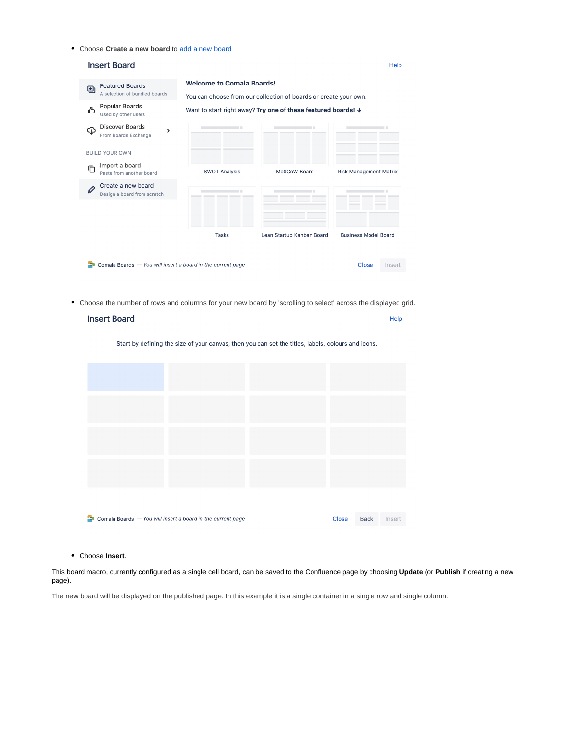- Choose **Create a new board** to add a new board

Insert Board

Help

Featured Boards
A selection of bundled boards

Popular Boards
Used by other users

Discover Boards
From Boards Exchange

BUILD YOUR OWN

Import a board
Paste from another board

Create a new board
Design a board from scratch

Welcome to Comala Boards!

You can choose from our collection of boards or create your own.

Want to start right away? **Try one of these featured boards!** ↓

SWOT Analysis

MoSCoW Board

Risk Management Matrix

Tasks

Lean Startup Kanban Board

Business Model Board

Comala Boards — *You will insert a board in the current page*

Close

Insert

- Choose the number of rows and columns for your new board by 'scrolling to select' across the displayed grid.

Insert Board

Help

Start by defining the size of your canvas; then you can set the titles, labels, colours and icons.

Comala Boards — *You will insert a board in the current page*

Close

Back

Insert

- Choose **Insert**.

This board macro, currently configured as a single cell board, can be saved to the Confluence page by choosing **Update** (or **Publish** if creating a new page).

The new board will be displayed on the published page. In this example it is a single container in a single row and single column.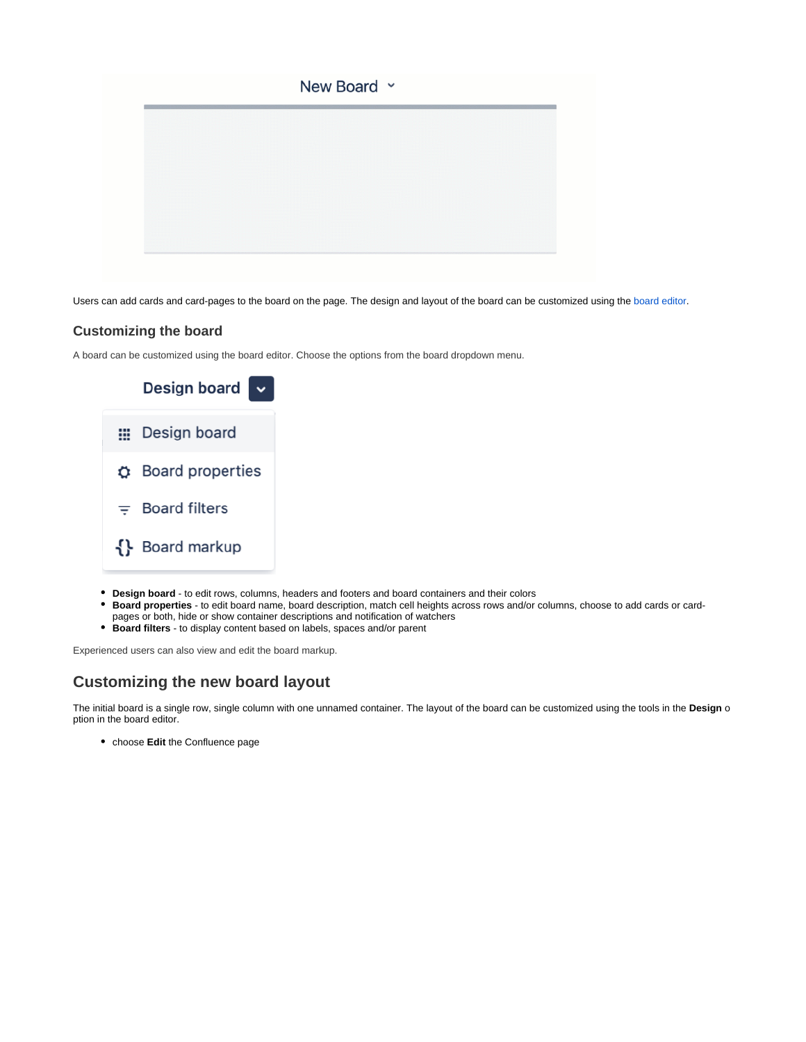Users can add cards and card-pages to the board on the page. The design and layout of the board can be customized using the board editor.

### Customizing the board

A board can be customized using the board editor. Choose the options from the board dropdown menu.

- **Design board** - to edit rows, columns, headers and footers and board containers and their colors
- **Board properties** - to edit board name, board description, match cell heights across rows and/or columns, choose to adds cards or card-pages or both, hide or show container descriptions and notification of watchers
- **Board filters** - to display content based on labels, spaces and/or parent

Experienced users can also view and edit the board markup.

## Customizing the new board layout

The initial board is a single row, single column with one unnamed container. The layout of the board can be customized using the tools in the **Design** option in the board editor.

- choose **Edit** the Confluence page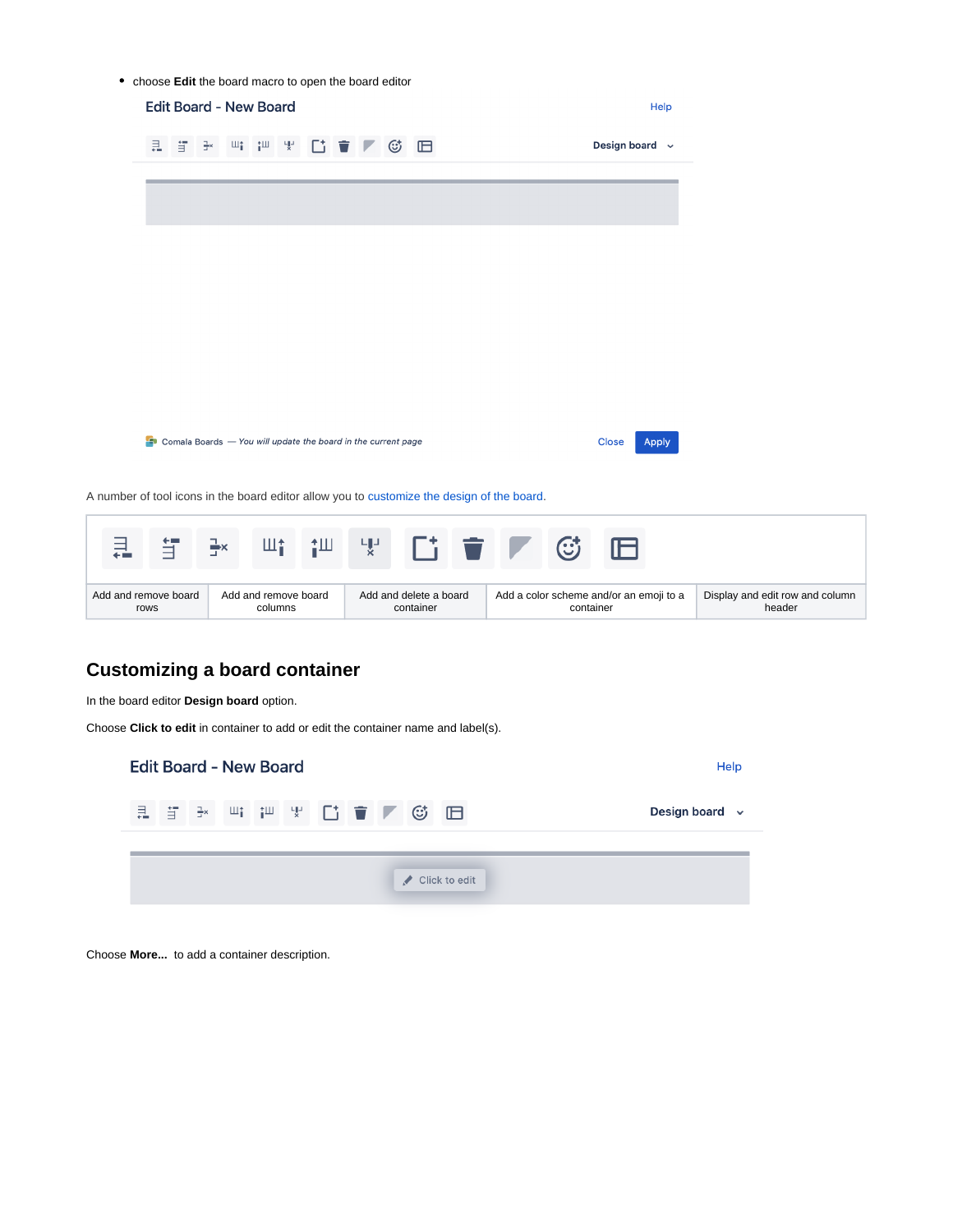- choose **Edit** the board macro to open the board editor

Edit Board - New Board

Help

Design board

Comala Boards — *You will update the board in the current page*

Close

Apply

A number of tool icons in the board editor allow you to customize the design of the board.

| | | | | |
|---|---|---|---|---|
| Add and remove board rows | Add and remove board columns | Add and delete a board container | Add a color scheme and/or an emoji to a container | Display and edit row and column header |

## Customizing a board container

In the board editor **Design board** option.

Choose **Click to edit** in container to add or edit the container name and label(s).

Edit Board - New Board

Help

Design board

Click to edit

Choose **More...** to add a container description.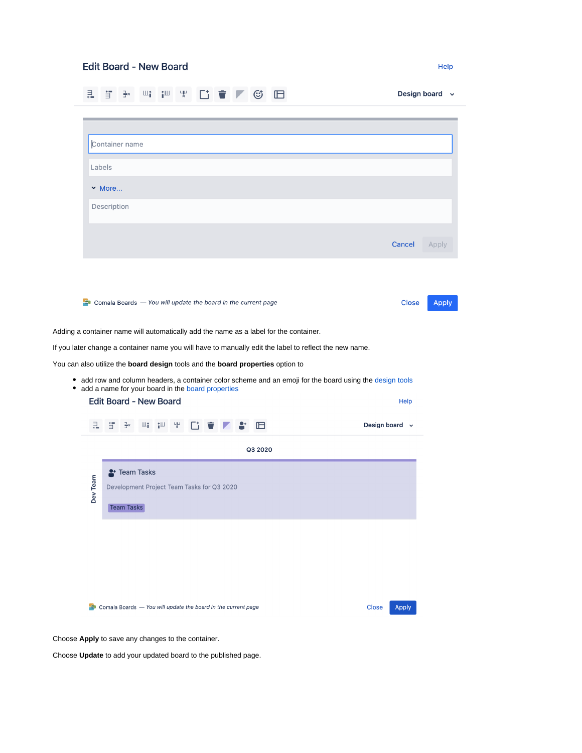Edit Board - New Board

Help

Design board

Container name

Labels

More...

Description

Cancel Apply

Comala Boards — *You will update the board in the current page*

Close Apply

Adding a container name will automatically add the name as a label for the container.

If you later change a container name you will have to manually edit the label to reflect the new name.

You can also utilize the **board design** tools and the **board properties** option to

- add row and column headers, a container color scheme and an emoji for the board using the design tools
- add a name for your board in the board properties

Edit Board - New Board

Help

Design board

Q3 2020

Dev Team

Team Tasks

Development Project Team Tasks for Q3 2020

Team Tasks

Comala Boards — *You will update the board in the current page*

Close Apply

Choose **Apply** to save any changes to the container.

Choose **Update** to add your updated board to the published page.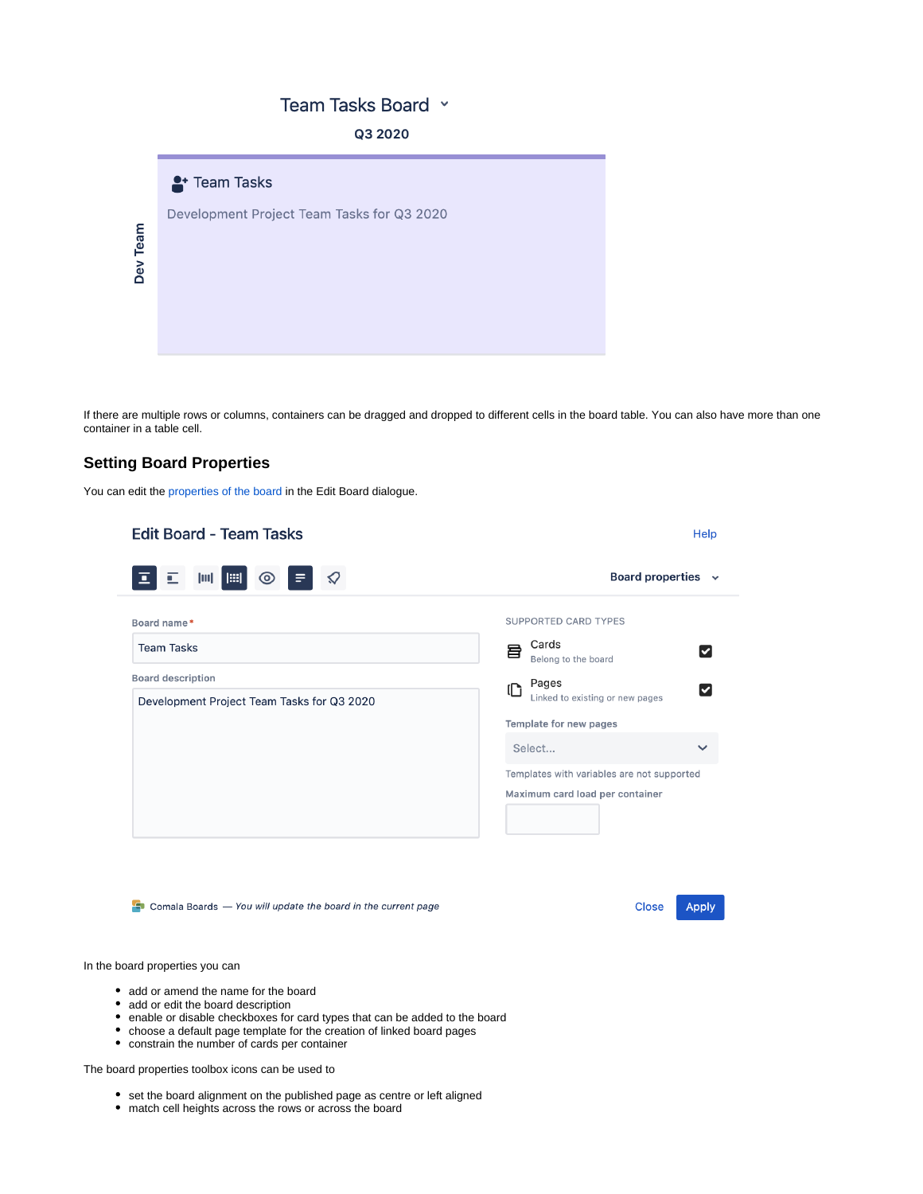If there are multiple rows or columns, containers can be dragged and dropped to different cells in the board table. You can also have more than one container in a table cell.

## Setting Board Properties

You can edit the properties of the board in the Edit Board dialogue.

In the board properties you can

- add or amend the name for the board
- add or edit the board description
- enable or disable checkboxes for card types that can be added to the board
- choose a default page template for the creation of linked board pages
- constrain the number of cards per container

The board properties toolbox icons can be used to

- set the board alignment on the published page as centre or left aligned
- match cell heights across the rows or across the board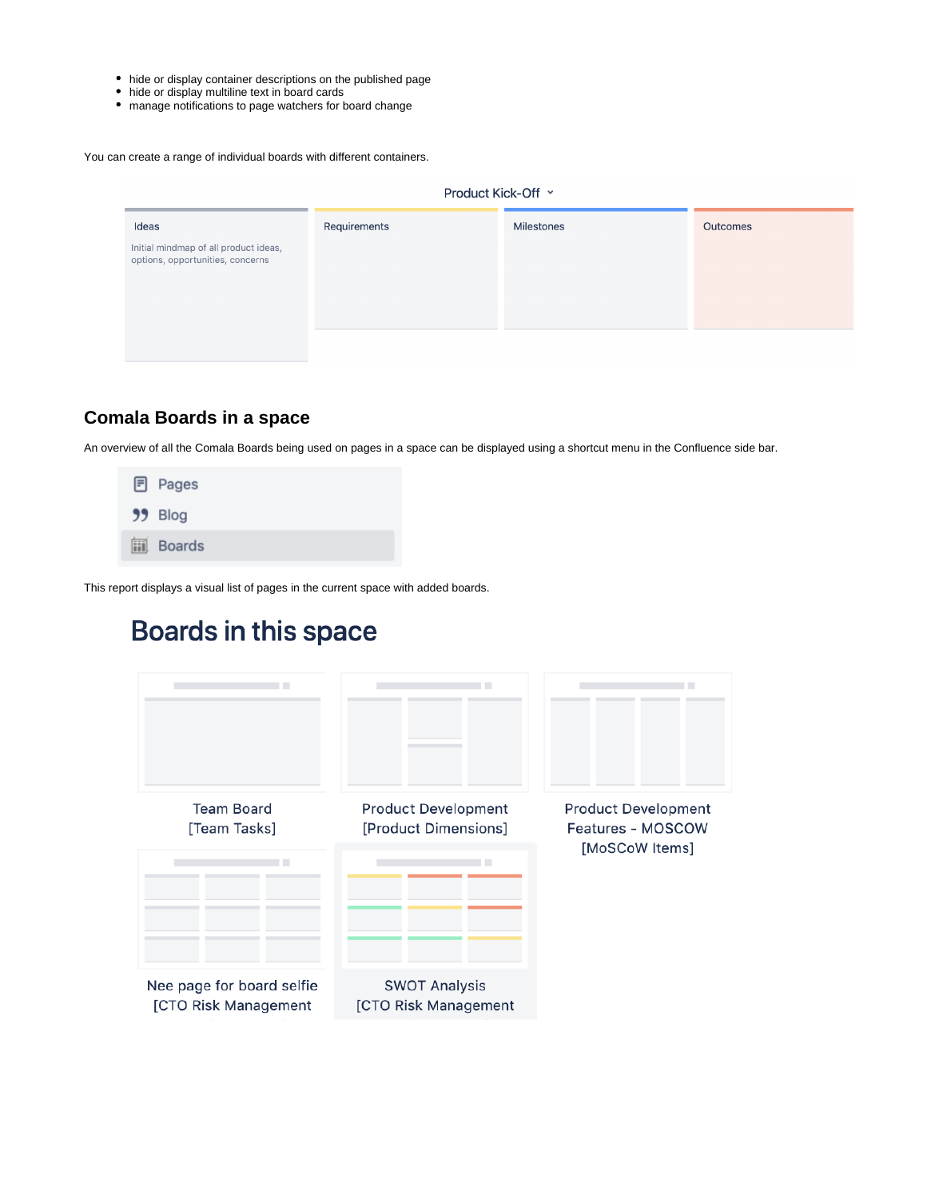- hide or display container descriptions on the published page
- hide or display multiline text in board cards
- manage notifications to page watchers for board change

You can create a range of individual boards with different containers.

Product Kick-Off

Ideas

Initial mindmap of all product ideas, options, opportunities, concerns

Requirements

Milestones

Outcomes

## Comala Boards in a space

An overview of all the Comala Boards being used on pages in a space can be displayed using a shortcut menu in the Confluence side bar.

Pages

Blog

Boards

This report displays a visual list of pages in the current space with added boards.

Boards in this space

Team Board
[Team Tasks]

Product Development
[Product Dimensions]

Product Development Features - MOSCOW
[MoSCoW Items]

Nee page for board selfie
[CTO Risk Management

SWOT Analysis
[CTO Risk Management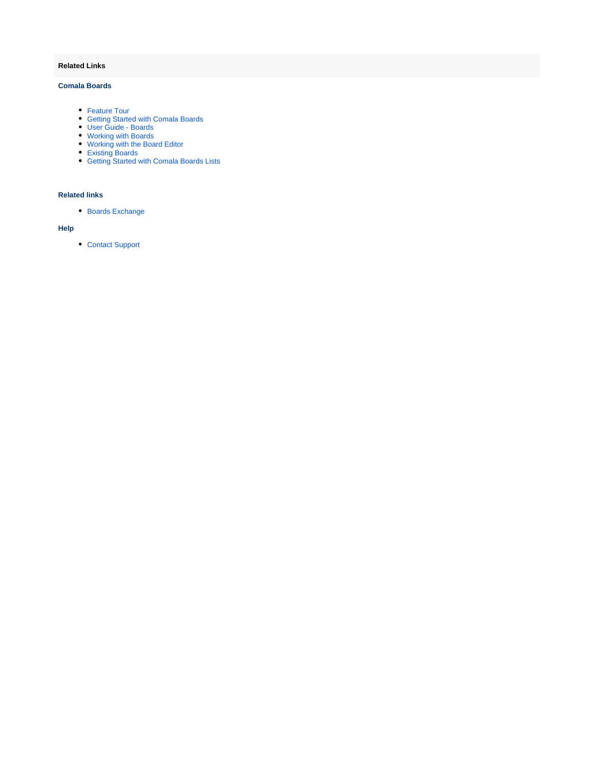**Related Links**

**Comala Boards**

- Feature Tour
- Getting Started with Comala Boards
- User Guide - Boards
- Working with Boards
- Working with the Board Editor
- Existing Boards
- Getting Started with Comala Boards Lists

**Related links**

- Boards Exchange

**Help**

- Contact Support